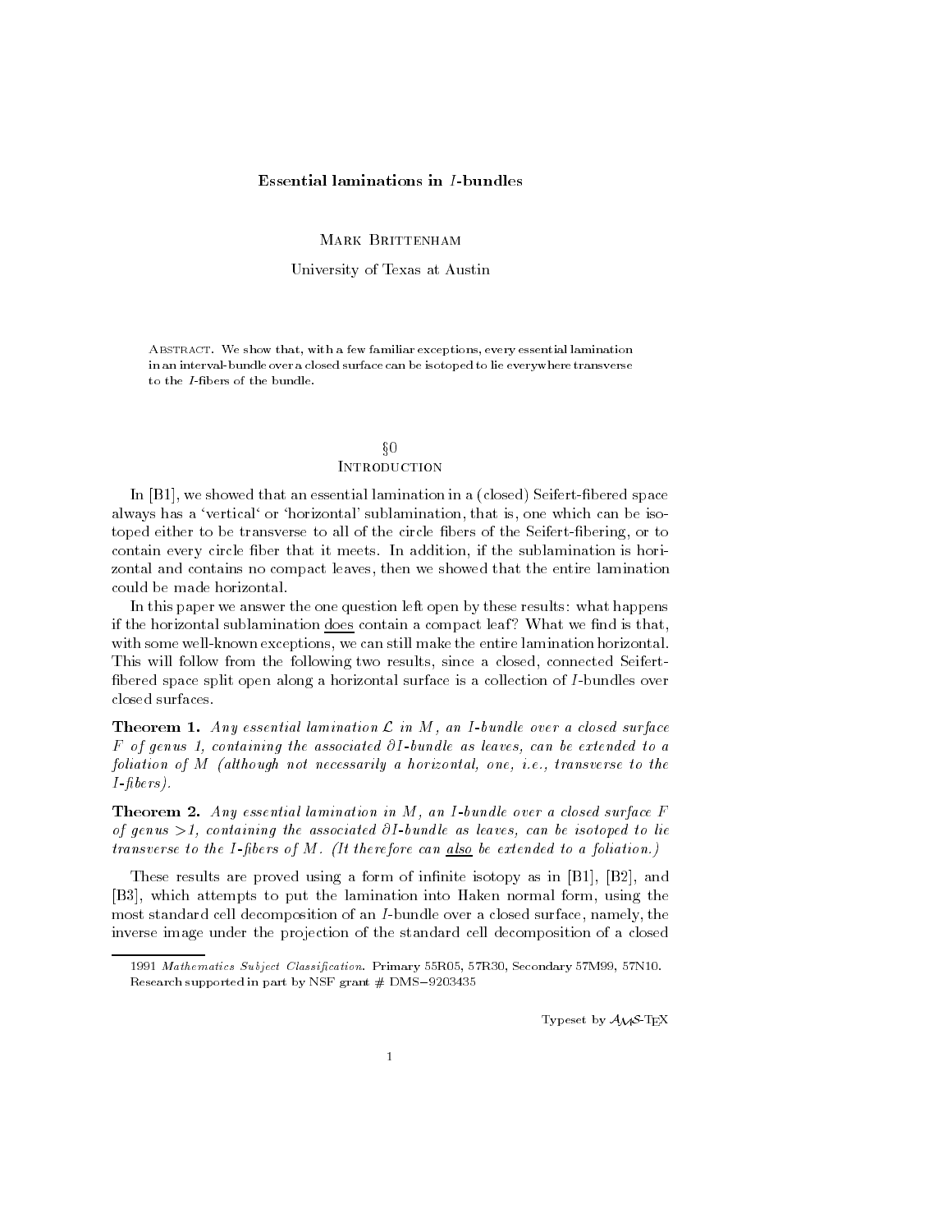# Essential laminations in $I$-bundles

Mark Brittenham

University of Texas at Austin

Abstract. We show that, with a few familiar exceptions, every essential lamination in an interval-bundle over a closed surface can be isotoped to lie everywhere transverse to the $I$-fibers of the bundle.

## §0 Introduction

In [B1], we showed that an essential lamination in a (closed) Seifert-fibered space always has a 'vertical' or 'horizontal' sublamination, that is, one which can be isotoped either to be transverse to all of the circle fibers of the Seifert-fibering, or to contain every circle fiber that it meets. In addition, if the sublamination is horizontal and contains no compact leaves, then we showed that the entire lamination could be made horizontal.

In this paper we answer the one question left open by these results: what happens if the horizontal sublamination does contain a compact leaf? What we find is that, with some well-known exceptions, we can still make the entire lamination horizontal. This will follow from the following two results, since a closed, connected Seifert-fibered space split open along a horizontal surface is a collection of $I$-bundles over closed surfaces.

**Theorem 1.** *Any essential lamination $\mathcal{L}$ in $M$, an $I$-bundle over a closed surface $F$ of genus 1, containing the associated $\partial I$-bundle as leaves, can be extended to a foliation of $M$ (although not necessarily a horizontal, one, i.e., transverse to the $I$-fibers).*

**Theorem 2.** *Any essential lamination in $M$, an $I$-bundle over a closed surface $F$ of genus $>1$, containing the associated $\partial I$-bundle as leaves, can be isotoped to lie transverse to the $I$-fibers of $M$. (It therefore can also be extended to a foliation.)*

These results are proved using a form of infinite isotopy as in [B1], [B2], and [B3], which attempts to put the lamination into Haken normal form, using the most standard cell decomposition of an $I$-bundle over a closed surface, namely, the inverse image under the projection of the standard cell decomposition of a closed

1991 *Mathematics Subject Classification*. Primary 55R05, 57R30, Secondary 57M99, 57N10.
Research supported in part by NSF grant # DMS−9203435

Typeset by $\mathcal{A}_{\mathcal{M}}\mathcal{S}$-TeX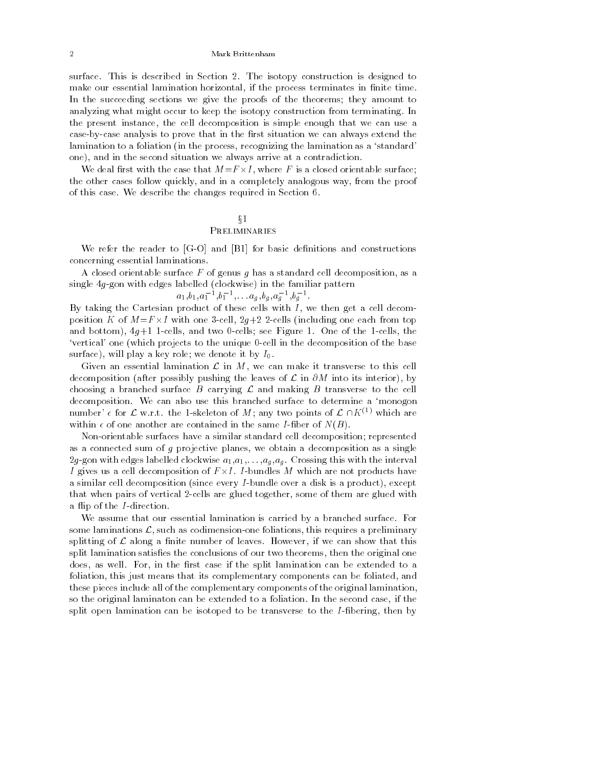surface. This is described in Section 2. The isotopy construction is designed to make our essential lamination horizontal, if the process terminates in finite time. In the succeeding sections we give the proofs of the theorems; they amount to analyzing what might occur to keep the isotopy construction from terminating. In the present instance, the cell decomposition is simple enough that we can use a case-by-case analysis to prove that in the first situation we can always extend the lamination to a foliation (in the process, recognizing the lamination as a 'standard' one), and in the second situation we always arrive at a contradiction.

We deal first with the case that $M=F\times I$, where $F$ is a closed orientable surface; the other cases follow quickly, and in a completely analogous way, from the proof of this case. We describe the changes required in Section 6.

## §1 Preliminaries

We refer the reader to [G-O] and [B1] for basic definitions and constructions concerning essential laminations.

A closed orientable surface $F$ of genus $g$ has a standard cell decomposition, as a single $4g$-gon with edges labelled (clockwise) in the familiar pattern

$$a_1,b_1,a_1^{-1},b_1^{-1},\dots a_g,b_g,a_g^{-1},b_g^{-1}.$$

By taking the Cartesian product of these cells with $I$, we then get a cell decomposition $K$ of $M=F\times I$ with one 3-cell, $2g+2$ 2-cells (including one each from top and bottom), $4g+1$ 1-cells, and two 0-cells; see Figure 1. One of the 1-cells, the 'vertical' one (which projects to the unique 0-cell in the decomposition of the base surface), will play a key role; we denote it by $I_0$.

Given an essential lamination $\mathcal{L}$ in $M$, we can make it transverse to this cell decomposition (after possibly pushing the leaves of $\mathcal{L}$ in $\partial M$ into its interior), by choosing a branched surface $B$ carrying $\mathcal{L}$ and making $B$ transverse to the cell decomposition. We can also use this branched surface to determine a 'monogon number' $\epsilon$ for $\mathcal{L}$ w.r.t. the 1-skeleton of $M$; any two points of $\mathcal{L}\cap K^{(1)}$ which are within $\epsilon$ of one another are contained in the same $I$-fiber of $N(B)$.

Non-orientable surfaces have a similar standard cell decomposition; represented as a connected sum of $g$ projective planes, we obtain a decomposition as a single $2g$-gon with edges labelled clockwise $a_1,a_1,\dots,a_g,a_g$. Crossing this with the interval $I$ gives us a cell decomposition of $F\times I$. $I$-bundles $M$ which are not products have a similar cell decomposition (since every $I$-bundle over a disk is a product), except that when pairs of vertical 2-cells are glued together, some of them are glued with a flip of the $I$-direction.

We assume that our essential lamination is carried by a branched surface. For some laminations $\mathcal{L}$, such as codimension-one foliations, this requires a preliminary splitting of $\mathcal{L}$ along a finite number of leaves. However, if we can show that this split lamination satisfies the conclusions of our two theorems, then the original one does, as well. For, in the first case if the split lamination can be extended to a foliation, this just means that its complementary components can be foliated, and these pieces include all of the complementary components of the original lamination, so the original laminaton can be extended to a foliation. In the second case, if the split open lamination can be isotoped to be transverse to the $I$-fibering, then by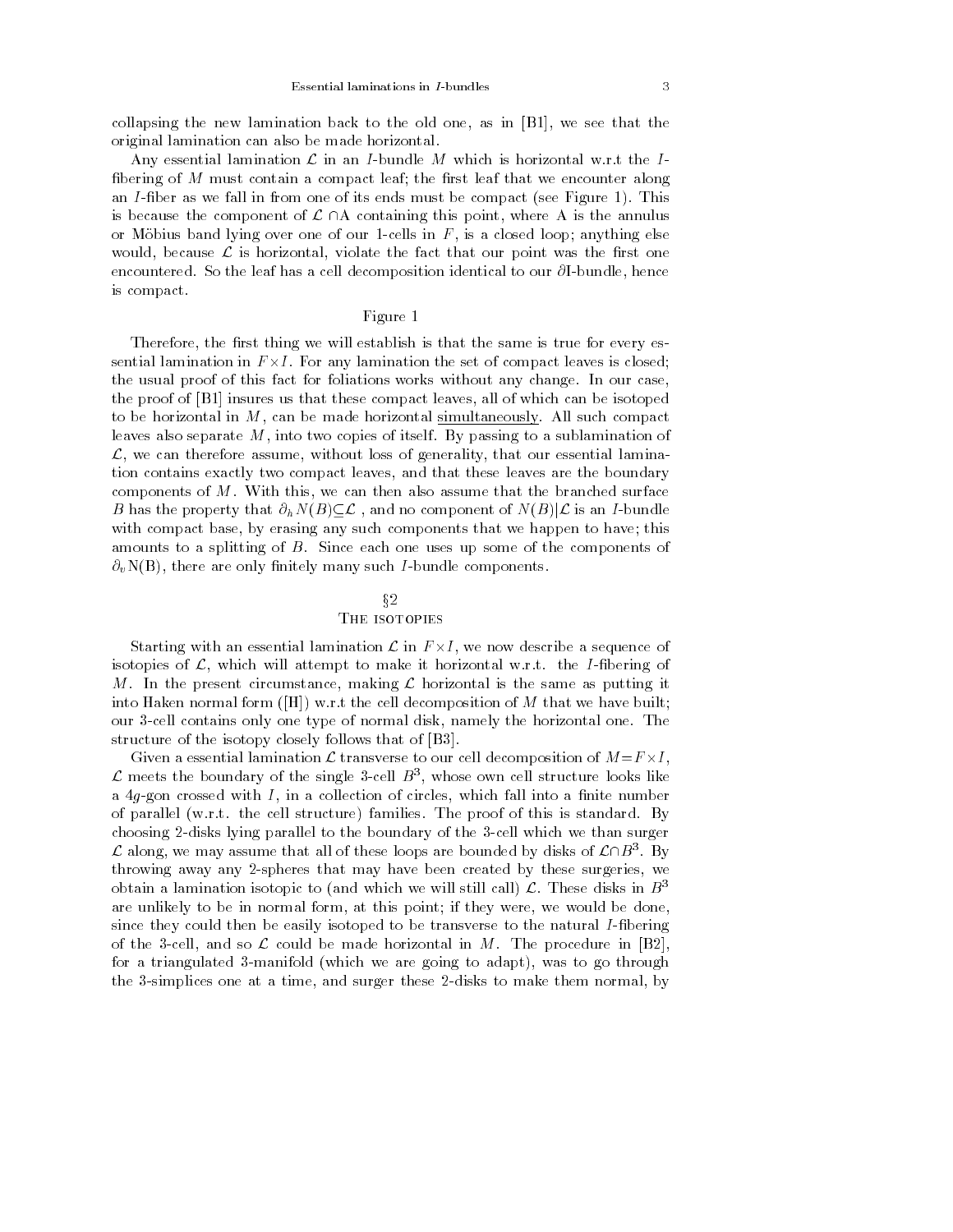collapsing the new lamination back to the old one, as in [B1], we see that the original lamination can also be made horizontal.

Any essential lamination $\mathcal{L}$ in an $I$-bundle $M$ which is horizontal w.r.t the $I$-fibering of $M$ must contain a compact leaf; the first leaf that we encounter along an $I$-fiber as we fall in from one of its ends must be compact (see Figure 1). This is because the component of $\mathcal{L} \cap$A containing this point, where A is the annulus or Möbius band lying over one of our 1-cells in $F$, is a closed loop; anything else would, because $\mathcal{L}$ is horizontal, violate the fact that our point was the first one encountered. So the leaf has a cell decomposition identical to our $\partial$I-bundle, hence is compact.

Figure 1

Therefore, the first thing we will establish is that the same is true for every essential lamination in $F \times I$. For any lamination the set of compact leaves is closed; the usual proof of this fact for foliations works without any change. In our case, the proof of [B1] insures us that these compact leaves, all of which can be isotoped to be horizontal in $M$, can be made horizontal simultaneously. All such compact leaves also separate $M$, into two copies of itself. By passing to a sublamination of $\mathcal{L}$, we can therefore assume, without loss of generality, that our essential lamination contains exactly two compact leaves, and that these leaves are the boundary components of $M$. With this, we can then also assume that the branched surface $B$ has the property that $\partial_h N(B) \subseteq \mathcal{L}$ , and no component of $N(B)|\mathcal{L}$ is an $I$-bundle with compact base, by erasing any such components that we happen to have; this amounts to a splitting of $B$. Since each one uses up some of the components of $\partial_v$N(B), there are only finitely many such $I$-bundle components.

## §2
## The isotopies

Starting with an essential lamination $\mathcal{L}$ in $F \times I$, we now describe a sequence of isotopies of $\mathcal{L}$, which will attempt to make it horizontal w.r.t. the $I$-fibering of $M$. In the present circumstance, making $\mathcal{L}$ horizontal is the same as putting it into Haken normal form ([H]) w.r.t the cell decomposition of $M$ that we have built; our 3-cell contains only one type of normal disk, namely the horizontal one. The structure of the isotopy closely follows that of [B3].

Given a essential lamination $\mathcal{L}$ transverse to our cell decomposition of $M = F \times I$, $\mathcal{L}$ meets the boundary of the single 3-cell $B^3$, whose own cell structure looks like a $4g$-gon crossed with $I$, in a collection of circles, which fall into a finite number of parallel (w.r.t. the cell structure) families. The proof of this is standard. By choosing 2-disks lying parallel to the boundary of the 3-cell which we than surger $\mathcal{L}$ along, we may assume that all of these loops are bounded by disks of $\mathcal{L} \cap B^3$. By throwing away any 2-spheres that may have been created by these surgeries, we obtain a lamination isotopic to (and which we will still call) $\mathcal{L}$. These disks in $B^3$ are unlikely to be in normal form, at this point; if they were, we would be done, since they could then be easily isotoped to be transverse to the natural $I$-fibering of the 3-cell, and so $\mathcal{L}$ could be made horizontal in $M$. The procedure in [B2], for a triangulated 3-manifold (which we are going to adapt), was to go through the 3-simplices one at a time, and surger these 2-disks to make them normal, by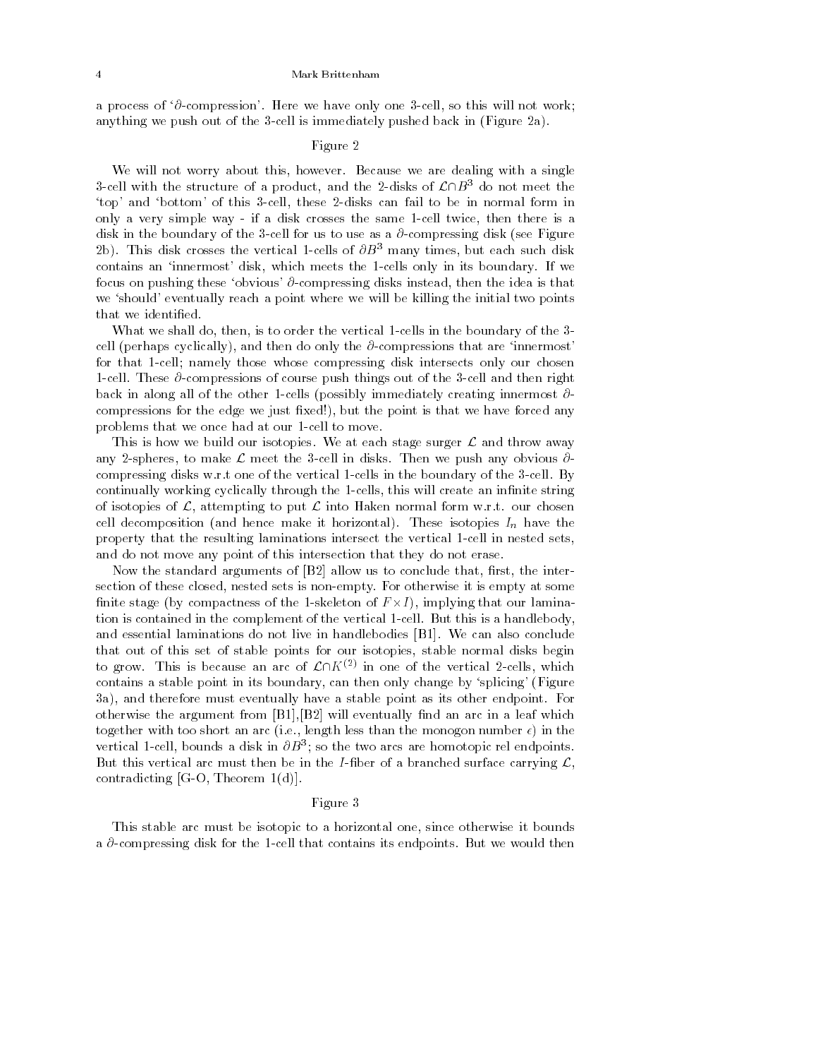a process of '$\partial$-compression'. Here we have only one 3-cell, so this will not work; anything we push out of the 3-cell is immediately pushed back in (Figure 2a).

Figure 2

We will not worry about this, however. Because we are dealing with a single 3-cell with the structure of a product, and the 2-disks of $\mathcal{L}\cap B^3$ do not meet the 'top' and 'bottom' of this 3-cell, these 2-disks can fail to be in normal form in only a very simple way - if a disk crosses the same 1-cell twice, then there is a disk in the boundary of the 3-cell for us to use as a $\partial$-compressing disk (see Figure 2b). This disk crosses the vertical 1-cells of $\partial B^3$ many times, but each such disk contains an 'innermost' disk, which meets the 1-cells only in its boundary. If we focus on pushing these 'obvious' $\partial$-compressing disks instead, then the idea is that we 'should' eventually reach a point where we will be killing the initial two points that we identified.

What we shall do, then, is to order the vertical 1-cells in the boundary of the 3-cell (perhaps cyclically), and then do only the $\partial$-compressions that are 'innermost' for that 1-cell; namely those whose compressing disk intersects only our chosen 1-cell. These $\partial$-compressions of course push things out of the 3-cell and then right back in along all of the other 1-cells (possibly immediately creating innermost $\partial$-compressions for the edge we just fixed!), but the point is that we have forced any problems that we once had at our 1-cell to move.

This is how we build our isotopies. We at each stage surger $\mathcal{L}$ and throw away any 2-spheres, to make $\mathcal{L}$ meet the 3-cell in disks. Then we push any obvious $\partial$-compressing disks w.r.t one of the vertical 1-cells in the boundary of the 3-cell. By continually working cyclically through the 1-cells, this will create an infinite string of isotopies of $\mathcal{L}$, attempting to put $\mathcal{L}$ into Haken normal form w.r.t. our chosen cell decomposition (and hence make it horizontal). These isotopies $I_n$ have the property that the resulting laminations intersect the vertical 1-cell in nested sets, and do not move any point of this intersection that they do not erase.

Now the standard arguments of [B2] allow us to conclude that, first, the intersection of these closed, nested sets is non-empty. For otherwise it is empty at some finite stage (by compactness of the 1-skeleton of $F\times I$), implying that our lamination is contained in the complement of the vertical 1-cell. But this is a handlebody, and essential laminations do not live in handlebodies [B1]. We can also conclude that out of this set of stable points for our isotopies, stable normal disks begin to grow. This is because an arc of $\mathcal{L}\cap K^{(2)}$ in one of the vertical 2-cells, which contains a stable point in its boundary, can then only change by 'splicing' (Figure 3a), and therefore must eventually have a stable point as its other endpoint. For otherwise the argument from [B1],[B2] will eventually find an arc in a leaf which together with too short an arc (i.e., length less than the monogon number $\epsilon$) in the vertical 1-cell, bounds a disk in $\partial B^3$; so the two arcs are homotopic rel endpoints. But this vertical arc must then be in the $I$-fiber of a branched surface carrying $\mathcal{L}$, contradicting [G-O, Theorem 1(d)].

Figure 3

This stable arc must be isotopic to a horizontal one, since otherwise it bounds a $\partial$-compressing disk for the 1-cell that contains its endpoints. But we would then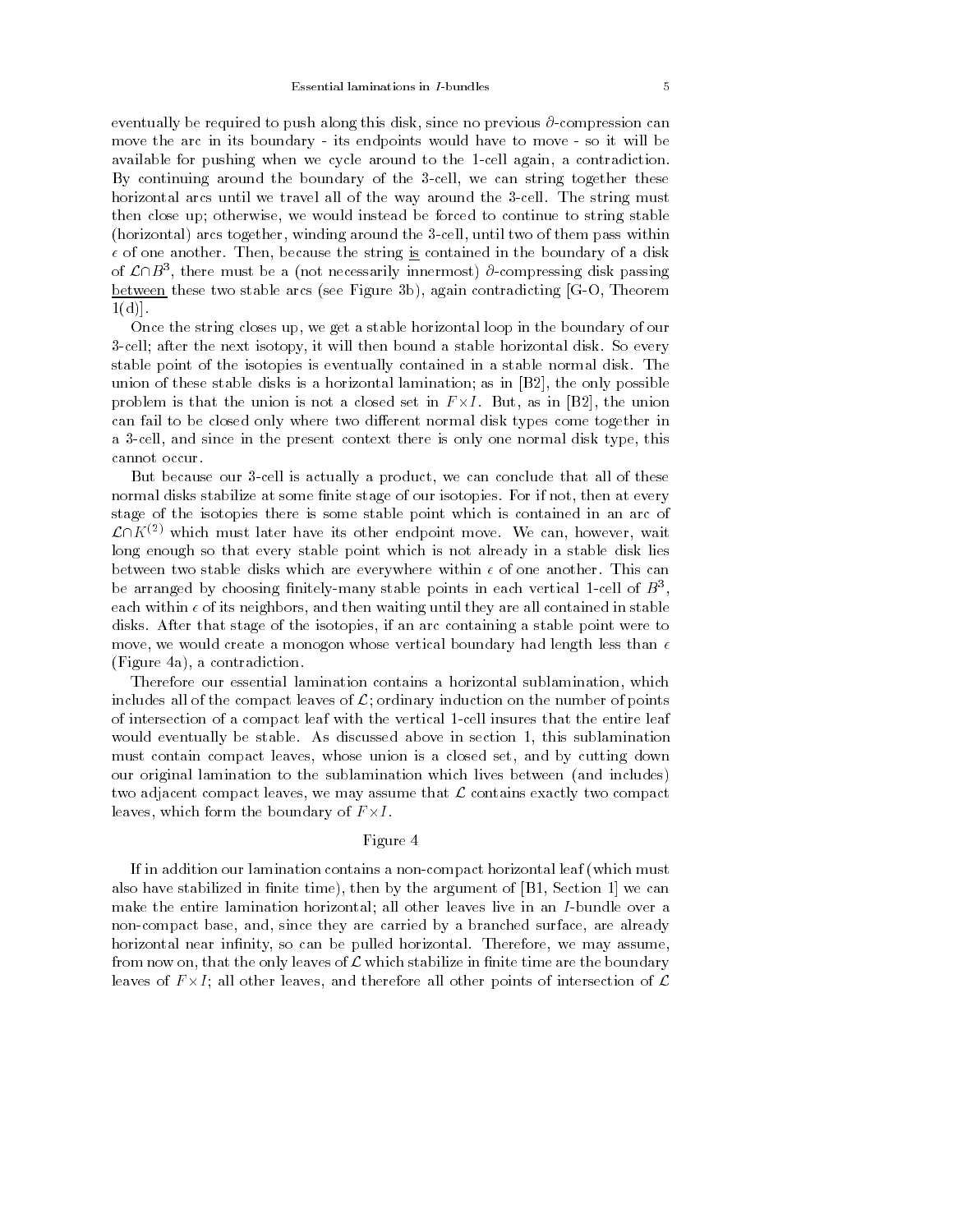eventually be required to push along this disk, since no previous $\partial$-compression can move the arc in its boundary - its endpoints would have to move - so it will be available for pushing when we cycle around to the 1-cell again, a contradiction. By continuing around the boundary of the 3-cell, we can string together these horizontal arcs until we travel all of the way around the 3-cell. The string must then close up; otherwise, we would instead be forced to continue to string stable (horizontal) arcs together, winding around the 3-cell, until two of them pass within $\epsilon$ of one another. Then, because the string <u>is</u> contained in the boundary of a disk of $\mathcal{L}\cap B^3$, there must be a (not necessarily innermost) $\partial$-compressing disk passing <u>between</u> these two stable arcs (see Figure 3b), again contradicting [G-O, Theorem 1(d)].

Once the string closes up, we get a stable horizontal loop in the boundary of our 3-cell; after the next isotopy, it will then bound a stable horizontal disk. So every stable point of the isotopies is eventually contained in a stable normal disk. The union of these stable disks is a horizontal lamination; as in [B2], the only possible problem is that the union is not a closed set in $F\times I$. But, as in [B2], the union can fail to be closed only where two different normal disk types come together in a 3-cell, and since in the present context there is only one normal disk type, this cannot occur.

But because our 3-cell is actually a product, we can conclude that all of these normal disks stabilize at some finite stage of our isotopies. For if not, then at every stage of the isotopies there is some stable point which is contained in an arc of $\mathcal{L}\cap K^{(2)}$ which must later have its other endpoint move. We can, however, wait long enough so that every stable point which is not already in a stable disk lies between two stable disks which are everywhere within $\epsilon$ of one another. This can be arranged by choosing finitely-many stable points in each vertical 1-cell of $B^3$, each within $\epsilon$ of its neighbors, and then waiting until they are all contained in stable disks. After that stage of the isotopies, if an arc containing a stable point were to move, we would create a monogon whose vertical boundary had length less than $\epsilon$ (Figure 4a), a contradiction.

Therefore our essential lamination contains a horizontal sublamination, which includes all of the compact leaves of $\mathcal{L}$; ordinary induction on the number of points of intersection of a compact leaf with the vertical 1-cell insures that the entire leaf would eventually be stable. As discussed above in section 1, this sublamination must contain compact leaves, whose union is a closed set, and by cutting down our original lamination to the sublamination which lives between (and includes) two adjacent compact leaves, we may assume that $\mathcal{L}$ contains exactly two compact leaves, which form the boundary of $F\times I$.

Figure 4

If in addition our lamination contains a non-compact horizontal leaf (which must also have stabilized in finite time), then by the argument of [B1, Section 1] we can make the entire lamination horizontal; all other leaves live in an $I$-bundle over a non-compact base, and, since they are carried by a branched surface, are already horizontal near infinity, so can be pulled horizontal. Therefore, we may assume, from now on, that the only leaves of $\mathcal{L}$ which stabilize in finite time are the boundary leaves of $F\times I$; all other leaves, and therefore all other points of intersection of $\mathcal{L}$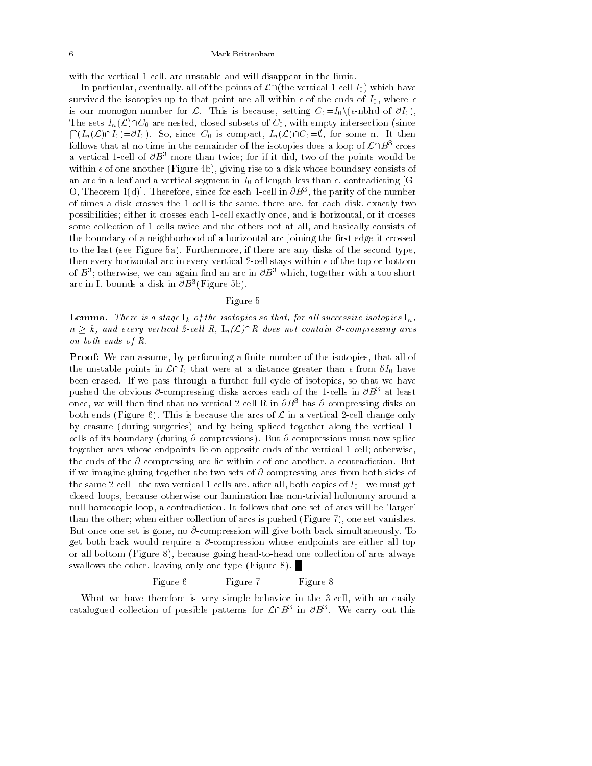with the vertical 1-cell, are unstable and will disappear in the limit.

In particular, eventually, all of the points of $\mathcal{L}\cap$(the vertical 1-cell $I_0$) which have survived the isotopies up to that point are all within $\epsilon$ of the ends of $I_0$, where $\epsilon$ is our monogon number for $\mathcal{L}$. This is because, setting $C_0 = I_0 \setminus (\epsilon$-nbhd of $\partial I_0)$, The sets $I_n(\mathcal{L})\cap C_0$ are nested, closed subsets of $C_0$, with empty intersection (since $\bigcap (I_n(\mathcal{L})\cap I_0) = \partial I_0$). So, since $C_0$ is compact, $I_n(\mathcal{L})\cap C_0 = \emptyset$, for some n. It then follows that at no time in the remainder of the isotopies does a loop of $\mathcal{L}\cap B^3$ cross a vertical 1-cell of $\partial B^3$ more than twice; for if it did, two of the points would be within $\epsilon$ of one another (Figure 4b), giving rise to a disk whose boundary consists of an arc in a leaf and a vertical segment in $I_0$ of length less than $\epsilon$, contradicting [G-O, Theorem 1(d)]. Therefore, since for each 1-cell in $\partial B^3$, the parity of the number of times a disk crosses the 1-cell is the same, there are, for each disk, exactly two possibilities; either it crosses each 1-cell exactly once, and is horizontal, or it crosses some collection of 1-cells twice and the others not at all, and basically consists of the boundary of a neighborhood of a horizontal arc joining the first edge it crossed to the last (see Figure 5a). Furthermore, if there are any disks of the second type, then every horizontal arc in every vertical 2-cell stays within $\epsilon$ of the top or bottom of $B^3$; otherwise, we can again find an arc in $\partial B^3$ which, together with a too short arc in I, bounds a disk in $\partial B^3$(Figure 5b).

Figure 5

**Lemma.** *There is a stage* $I_k$ *of the isotopies so that, for all successive isotopies* $I_n$, $n \geq k$, *and every vertical 2-cell R,* $I_n(\mathcal{L})\cap R$ *does not contain* $\partial$*-compressing arcs on both ends of R.*

**Proof:** We can assume, by performing a finite number of the isotopies, that all of the unstable points in $\mathcal{L}\cap I_0$ that were at a distance greater than $\epsilon$ from $\partial I_0$ have been erased. If we pass through a further full cycle of isotopies, so that we have pushed the obvious $\partial$-compressing disks across each of the 1-cells in $\partial B^3$ at least once, we will then find that no vertical 2-cell R in $\partial B^3$ has $\partial$-compressing disks on both ends (Figure 6). This is because the arcs of $\mathcal{L}$ in a vertical 2-cell change only by erasure (during surgeries) and by being spliced together along the vertical 1-cells of its boundary (during $\partial$-compressions). But $\partial$-compressions must now splice together arcs whose endpoints lie on opposite ends of the vertical 1-cell; otherwise, the ends of the $\partial$-compressing arc lie within $\epsilon$ of one another, a contradiction. But if we imagine gluing together the two sets of $\partial$-compressing arcs from both sides of the same 2-cell - the two vertical 1-cells are, after all, both copies of $I_0$ - we must get closed loops, because otherwise our lamination has non-trivial holonomy around a null-homotopic loop, a contradiction. It follows that one set of arcs will be 'larger' than the other; when either collection of arcs is pushed (Figure 7), one set vanishes. But once one set is gone, no $\partial$-compression will give both back simultaneously. To get both back would require a $\partial$-compression whose endpoints are either all top or all bottom (Figure 8), because going head-to-head one collection of arcs always swallows the other, leaving only one type (Figure 8). ∎

Figure 6 Figure 7 Figure 8

What we have therefore is very simple behavior in the 3-cell, with an easily catalogued collection of possible patterns for $\mathcal{L}\cap B^3$ in $\partial B^3$. We carry out this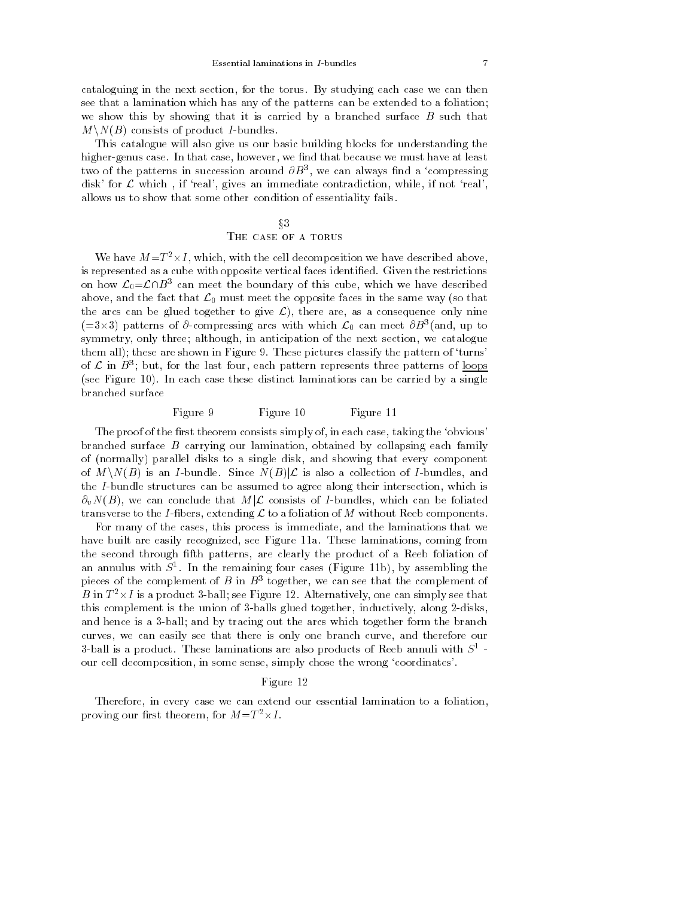cataloguing in the next section, for the torus. By studying each case we can then see that a lamination which has any of the patterns can be extended to a foliation; we show this by showing that it is carried by a branched surface $B$ such that $M\setminus N(B)$ consists of product $I$-bundles.

This catalogue will also give us our basic building blocks for understanding the higher-genus case. In that case, however, we find that because we must have at least two of the patterns in succession around $\partial B^3$, we can always find a 'compressing disk' for $\mathcal{L}$ which , if 'real', gives an immediate contradiction, while, if not 'real', allows us to show that some other condition of essentiality fails.

## §3
## The case of a torus

We have $M{=}T^2{\times}I$, which, with the cell decomposition we have described above, is represented as a cube with opposite vertical faces identified. Given the restrictions on how $\mathcal{L}_0{=}\mathcal{L}{\cap}B^3$ can meet the boundary of this cube, which we have described above, and the fact that $\mathcal{L}_0$ must meet the opposite faces in the same way (so that the arcs can be glued together to give $\mathcal{L}$), there are, as a consequence only nine ($=3{\times}3$) patterns of $\partial$-compressing arcs with which $\mathcal{L}_0$ can meet $\partial B^3$(and, up to symmetry, only three; although, in anticipation of the next section, we catalogue them all); these are shown in Figure 9. These pictures classify the pattern of 'turns' of $\mathcal{L}$ in $B^3$; but, for the last four, each pattern represents three patterns of <u>loops</u> (see Figure 10). In each case these distinct laminations can be carried by a single branched surface

Figure 9 Figure 10 Figure 11

The proof of the first theorem consists simply of, in each case, taking the 'obvious' branched surface $B$ carrying our lamination, obtained by collapsing each family of (normally) parallel disks to a single disk, and showing that every component of $M\setminus N(B)$ is an $I$-bundle. Since $N(B)|\mathcal{L}$ is also a collection of $I$-bundles, and the $I$-bundle structures can be assumed to agree along their intersection, which is $\partial_v N(B)$, we can conclude that $M|\mathcal{L}$ consists of $I$-bundles, which can be foliated transverse to the $I$-fibers, extending $\mathcal{L}$ to a foliation of $M$ without Reeb components.

For many of the cases, this process is immediate, and the laminations that we have built are easily recognized, see Figure 11a. These laminations, coming from the second through fifth patterns, are clearly the product of a Reeb foliation of an annulus with $S^1$. In the remaining four cases (Figure 11b), by assembling the pieces of the complement of $B$ in $B^3$ together, we can see that the complement of $B$ in $T^2{\times}I$ is a product 3-ball; see Figure 12. Alternatively, one can simply see that this complement is the union of 3-balls glued together, inductively, along 2-disks, and hence is a 3-ball; and by tracing out the arcs which together form the branch curves, we can easily see that there is only one branch curve, and therefore our 3-ball is a product. These laminations are also products of Reeb annuli with $S^1$ - our cell decomposition, in some sense, simply chose the wrong 'coordinates'.

Figure 12

Therefore, in every case we can extend our essential lamination to a foliation, proving our first theorem, for $M{=}T^2{\times}I$.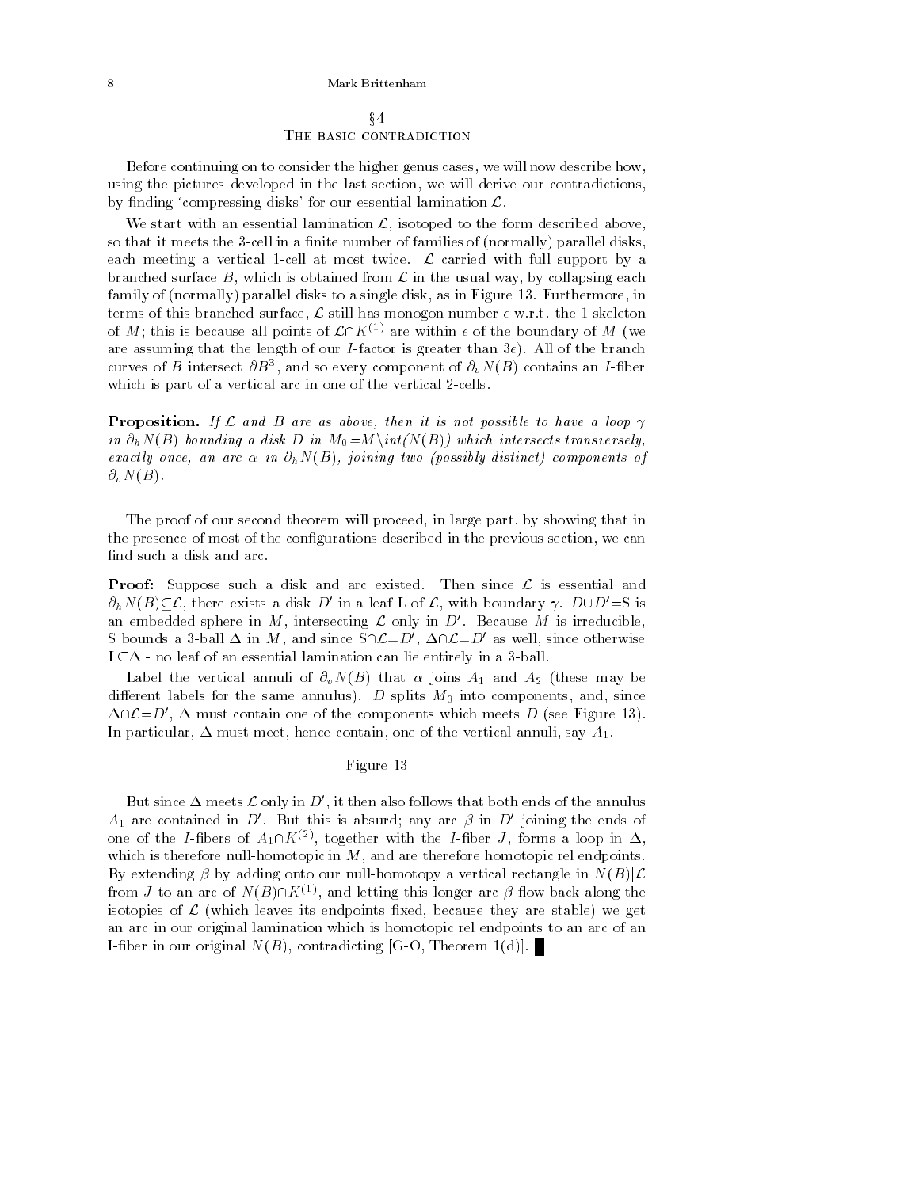## §4
## The basic contradiction

Before continuing on to consider the higher genus cases, we will now describe how, using the pictures developed in the last section, we will derive our contradictions, by finding 'compressing disks' for our essential lamination $\mathcal{L}$.

We start with an essential lamination $\mathcal{L}$, isotoped to the form described above, so that it meets the 3-cell in a finite number of families of (normally) parallel disks, each meeting a vertical 1-cell at most twice. $\mathcal{L}$ carried with full support by a branched surface $B$, which is obtained from $\mathcal{L}$ in the usual way, by collapsing each family of (normally) parallel disks to a single disk, as in Figure 13. Furthermore, in terms of this branched surface, $\mathcal{L}$ still has monogon number $\epsilon$ w.r.t. the 1-skeleton of $M$; this is because all points of $\mathcal{L}\cap K^{(1)}$ are within $\epsilon$ of the boundary of $M$ (we are assuming that the length of our $I$-factor is greater than $3\epsilon$). All of the branch curves of $B$ intersect $\partial B^3$, and so every component of $\partial_v N(B)$ contains an $I$-fiber which is part of a vertical arc in one of the vertical 2-cells.

**Proposition.** *If $\mathcal{L}$ and $B$ are as above, then it is not possible to have a loop $\gamma$ in $\partial_h N(B)$ bounding a disk $D$ in $M_0 = M\setminus int(N(B))$ which intersects transversely, exactly once, an arc $\alpha$ in $\partial_h N(B)$, joining two (possibly distinct) components of $\partial_v N(B)$.*

The proof of our second theorem will proceed, in large part, by showing that in the presence of most of the configurations described in the previous section, we can find such a disk and arc.

**Proof:** Suppose such a disk and arc existed. Then since $\mathcal{L}$ is essential and $\partial_h N(B)\subseteq\mathcal{L}$, there exists a disk $D'$ in a leaf L of $\mathcal{L}$, with boundary $\gamma$. $D\cup D'$=S is an embedded sphere in $M$, intersecting $\mathcal{L}$ only in $D'$. Because $M$ is irreducible, S bounds a 3-ball $\Delta$ in $M$, and since S$\cap\mathcal{L}=D'$, $\Delta\cap\mathcal{L}=D'$ as well, since otherwise L$\subseteq\Delta$ - no leaf of an essential lamination can lie entirely in a 3-ball.

Label the vertical annuli of $\partial_v N(B)$ that $\alpha$ joins $A_1$ and $A_2$ (these may be different labels for the same annulus). $D$ splits $M_0$ into components, and, since $\Delta\cap\mathcal{L}=D'$, $\Delta$ must contain one of the components which meets $D$ (see Figure 13). In particular, $\Delta$ must meet, hence contain, one of the vertical annuli, say $A_1$.

Figure 13

But since $\Delta$ meets $\mathcal{L}$ only in $D'$, it then also follows that both ends of the annulus $A_1$ are contained in $D'$. But this is absurd; any arc $\beta$ in $D'$ joining the ends of one of the $I$-fibers of $A_1\cap K^{(2)}$, together with the $I$-fiber $J$, forms a loop in $\Delta$, which is therefore null-homotopic in $M$, and are therefore homotopic rel endpoints. By extending $\beta$ by adding onto our null-homotopy a vertical rectangle in $N(B)|\mathcal{L}$ from $J$ to an arc of $N(B)\cap K^{(1)}$, and letting this longer arc $\beta$ flow back along the isotopies of $\mathcal{L}$ (which leaves its endpoints fixed, because they are stable) we get an arc in our original lamination which is homotopic rel endpoints to an arc of an I-fiber in our original $N(B)$, contradicting [G-O, Theorem 1(d)]. ∎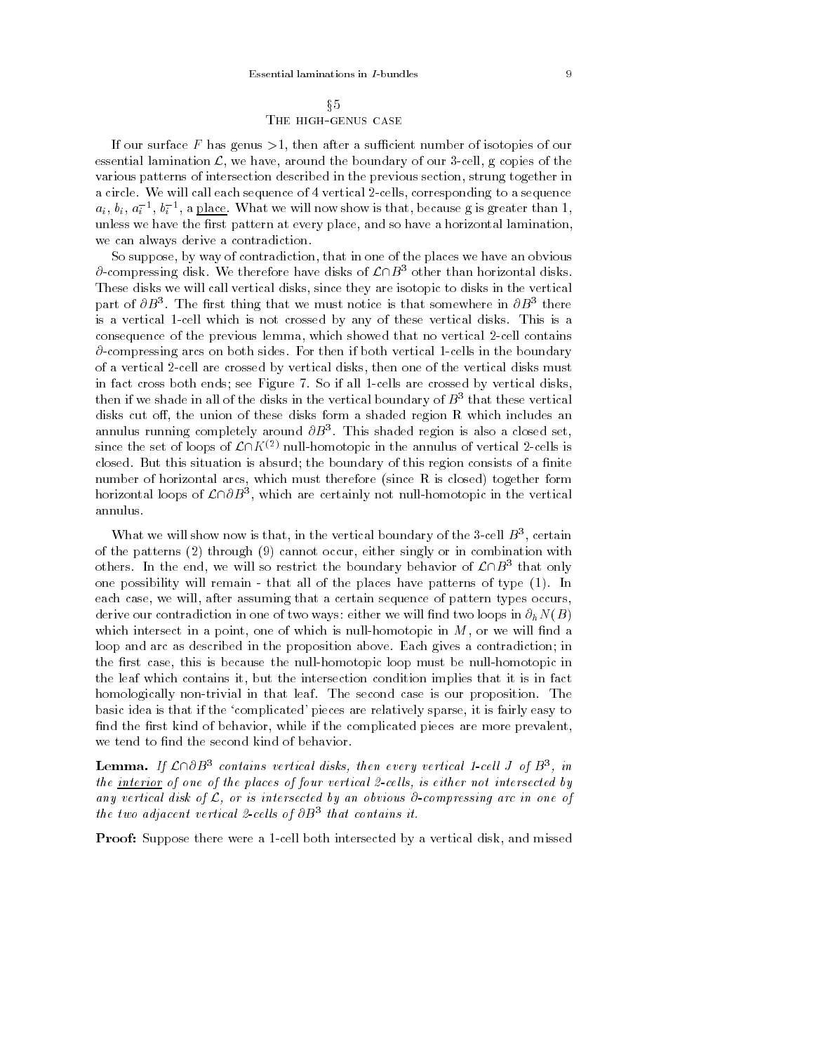## §5
## The high-genus case

If our surface $F$ has genus $>1$, then after a sufficient number of isotopies of our essential lamination $\mathcal{L}$, we have, around the boundary of our 3-cell, g copies of the various patterns of intersection described in the previous section, strung together in a circle. We will call each sequence of 4 vertical 2-cells, corresponding to a sequence $a_i$, $b_i$, $a_i^{-1}$, $b_i^{-1}$, a <u>place</u>. What we will now show is that, because g is greater than 1, unless we have the first pattern at every place, and so have a horizontal lamination, we can always derive a contradiction.

So suppose, by way of contradiction, that in one of the places we have an obvious $\partial$-compressing disk. We therefore have disks of $\mathcal{L}\cap B^3$ other than horizontal disks. These disks we will call vertical disks, since they are isotopic to disks in the vertical part of $\partial B^3$. The first thing that we must notice is that somewhere in $\partial B^3$ there is a vertical 1-cell which is not crossed by any of these vertical disks. This is a consequence of the previous lemma, which showed that no vertical 2-cell contains $\partial$-compressing arcs on both sides. For then if both vertical 1-cells in the boundary of a vertical 2-cell are crossed by vertical disks, then one of the vertical disks must in fact cross both ends; see Figure 7. So if all 1-cells are crossed by vertical disks, then if we shade in all of the disks in the vertical boundary of $B^3$ that these vertical disks cut off, the union of these disks form a shaded region R which includes an annulus running completely around $\partial B^3$. This shaded region is also a closed set, since the set of loops of $\mathcal{L}\cap K^{(2)}$ null-homotopic in the annulus of vertical 2-cells is closed. But this situation is absurd; the boundary of this region consists of a finite number of horizontal arcs, which must therefore (since R is closed) together form horizontal loops of $\mathcal{L}\cap\partial B^3$, which are certainly not null-homotopic in the vertical annulus.

What we will show now is that, in the vertical boundary of the 3-cell $B^3$, certain of the patterns (2) through (9) cannot occur, either singly or in combination with others. In the end, we will so restrict the boundary behavior of $\mathcal{L}\cap B^3$ that only one possibility will remain - that all of the places have patterns of type (1). In each case, we will, after assuming that a certain sequence of pattern types occurs, derive our contradiction in one of two ways: either we will find two loops in $\partial_h N(B)$ which intersect in a point, one of which is null-homotopic in $M$, or we will find a loop and arc as described in the proposition above. Each gives a contradiction; in the first case, this is because the null-homotopic loop must be null-homotopic in the leaf which contains it, but the intersection condition implies that it is in fact homologically non-trivial in that leaf. The second case is our proposition. The basic idea is that if the 'complicated' pieces are relatively sparse, it is fairly easy to find the first kind of behavior, while if the complicated pieces are more prevalent, we tend to find the second kind of behavior.

**Lemma.** *If $\mathcal{L}\cap\partial B^3$ contains vertical disks, then every vertical 1-cell $J$ of $B^3$, in the <u>interior</u> of one of the places of four vertical 2-cells, is either not intersected by any vertical disk of $\mathcal{L}$, or is intersected by an obvious $\partial$-compressing arc in one of the two adjacent vertical 2-cells of $\partial B^3$ that contains it.*

**Proof:** Suppose there were a 1-cell both intersected by a vertical disk, and missed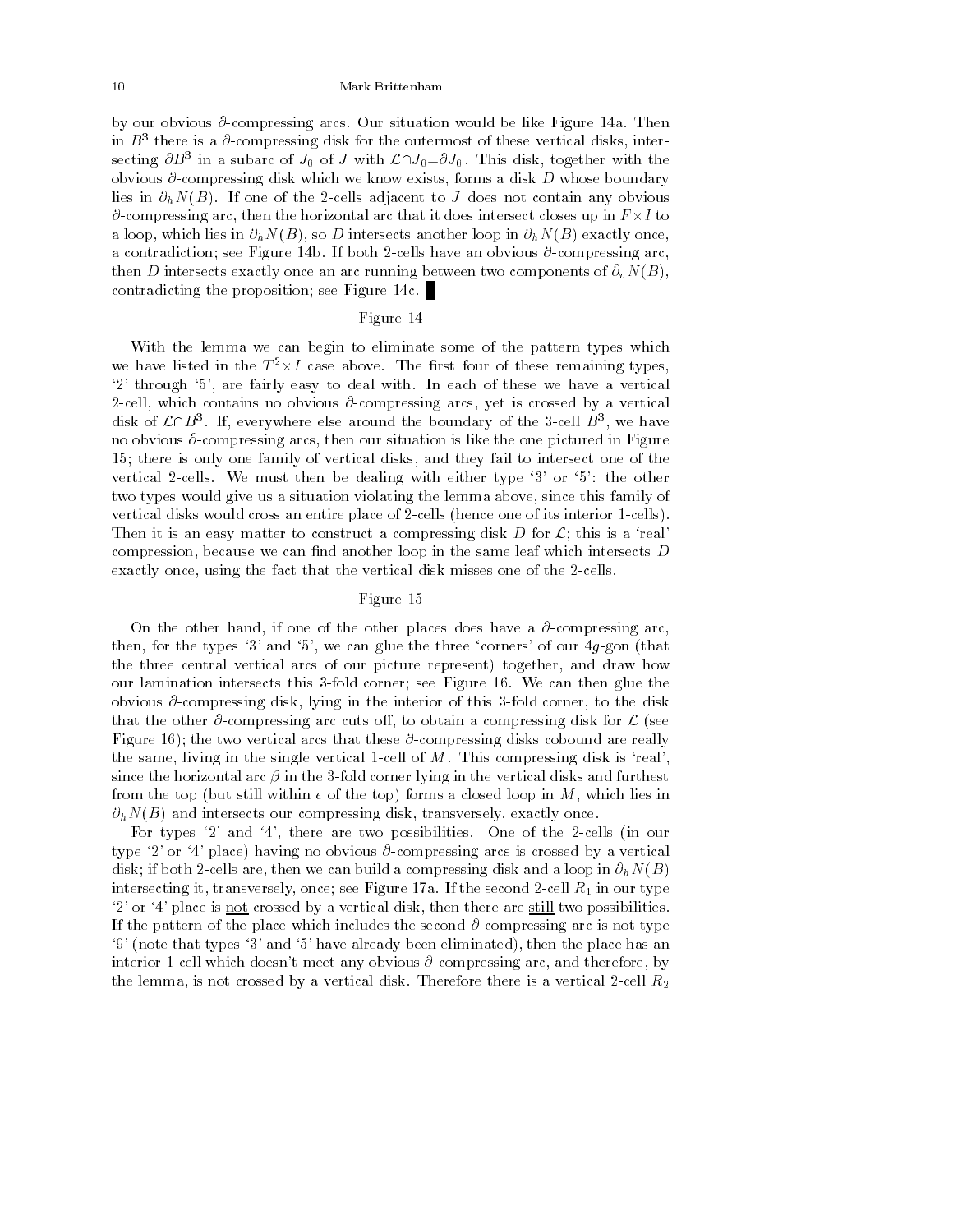by our obvious $\partial$-compressing arcs. Our situation would be like Figure 14a. Then in $B^3$ there is a $\partial$-compressing disk for the outermost of these vertical disks, intersecting $\partial B^3$ in a subarc of $J_0$ of $J$ with $\mathcal{L}\cap J_0=\partial J_0$. This disk, together with the obvious $\partial$-compressing disk which we know exists, forms a disk $D$ whose boundary lies in $\partial_h N(B)$. If one of the 2-cells adjacent to $J$ does not contain any obvious $\partial$-compressing arc, then the horizontal arc that it <u>does</u> intersect closes up in $F\times I$ to a loop, which lies in $\partial_h N(B)$, so $D$ intersects another loop in $\partial_h N(B)$ exactly once, a contradiction; see Figure 14b. If both 2-cells have an obvious $\partial$-compressing arc, then $D$ intersects exactly once an arc running between two components of $\partial_v N(B)$, contradicting the proposition; see Figure 14c. █

Figure 14

With the lemma we can begin to eliminate some of the pattern types which we have listed in the $T^2\times I$ case above. The first four of these remaining types, '2' through '5', are fairly easy to deal with. In each of these we have a vertical 2-cell, which contains no obvious $\partial$-compressing arcs, yet is crossed by a vertical disk of $\mathcal{L}\cap B^3$. If, everywhere else around the boundary of the 3-cell $B^3$, we have no obvious $\partial$-compressing arcs, then our situation is like the one pictured in Figure 15; there is only one family of vertical disks, and they fail to intersect one of the vertical 2-cells. We must then be dealing with either type '3' or '5': the other two types would give us a situation violating the lemma above, since this family of vertical disks would cross an entire place of 2-cells (hence one of its interior 1-cells). Then it is an easy matter to construct a compressing disk $D$ for $\mathcal{L}$; this is a 'real' compression, because we can find another loop in the same leaf which intersects $D$ exactly once, using the fact that the vertical disk misses one of the 2-cells.

Figure 15

On the other hand, if one of the other places does have a $\partial$-compressing arc, then, for the types '3' and '5', we can glue the three 'corners' of our $4g$-gon (that the three central vertical arcs of our picture represent) together, and draw how our lamination intersects this 3-fold corner; see Figure 16. We can then glue the obvious $\partial$-compressing disk, lying in the interior of this 3-fold corner, to the disk that the other $\partial$-compressing arc cuts off, to obtain a compressing disk for $\mathcal{L}$ (see Figure 16); the two vertical arcs that these $\partial$-compressing disks cobound are really the same, living in the single vertical 1-cell of $M$. This compressing disk is 'real', since the horizontal arc $\beta$ in the 3-fold corner lying in the vertical disks and furthest from the top (but still within $\epsilon$ of the top) forms a closed loop in $M$, which lies in $\partial_h N(B)$ and intersects our compressing disk, transversely, exactly once.

For types '2' and '4', there are two possibilities. One of the 2-cells (in our type '2' or '4' place) having no obvious $\partial$-compressing arcs is crossed by a vertical disk; if both 2-cells are, then we can build a compressing disk and a loop in $\partial_h N(B)$ intersecting it, transversely, once; see Figure 17a. If the second 2-cell $R_1$ in our type '2' or '4' place is <u>not</u> crossed by a vertical disk, then there are <u>still</u> two possibilities. If the pattern of the place which includes the second $\partial$-compressing arc is not type '9' (note that types '3' and '5' have already been eliminated), then the place has an interior 1-cell which doesn't meet any obvious $\partial$-compressing arc, and therefore, by the lemma, is not crossed by a vertical disk. Therefore there is a vertical 2-cell $R_2$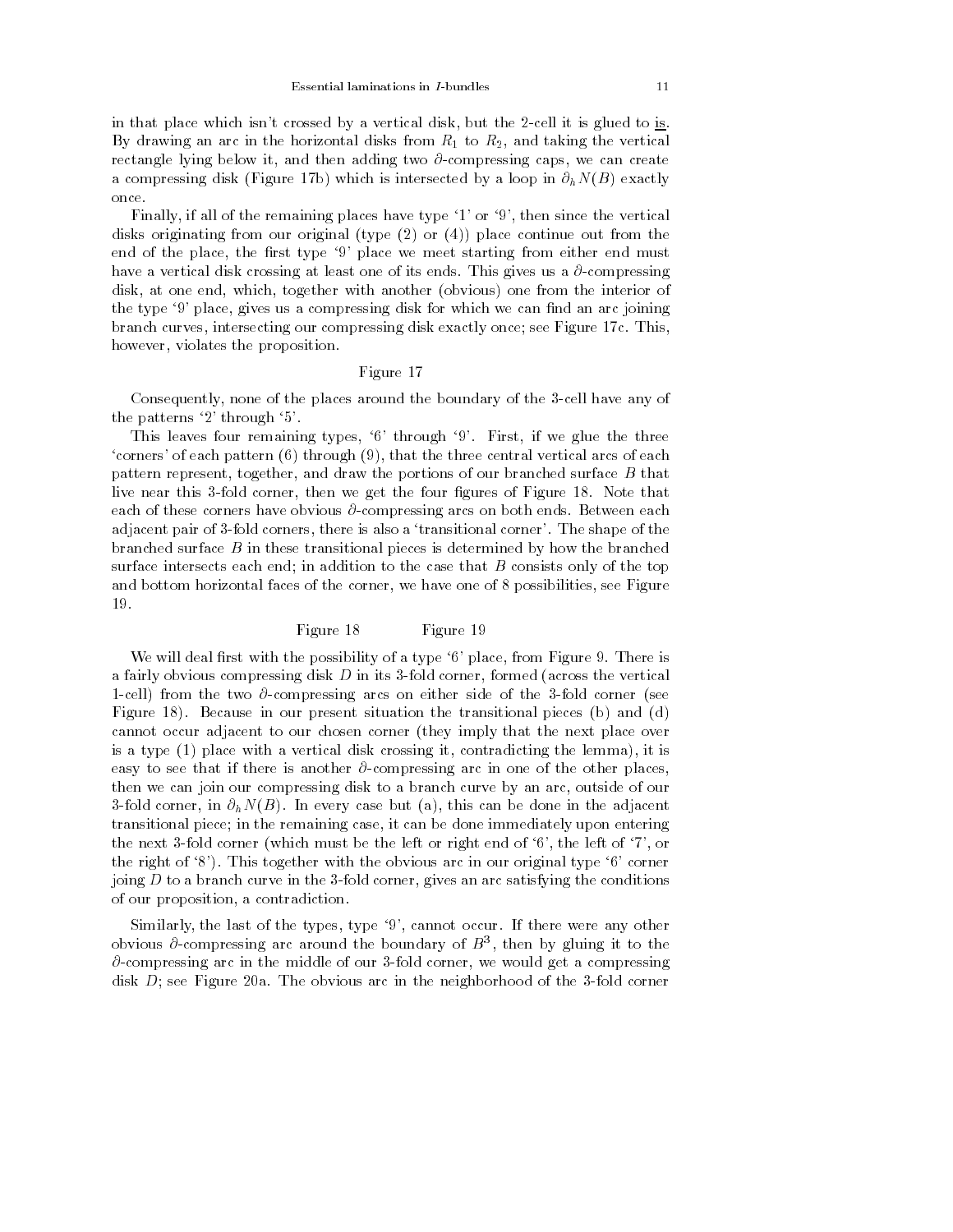in that place which isn't crossed by a vertical disk, but the 2-cell it is glued to is. By drawing an arc in the horizontal disks from $R_1$ to $R_2$, and taking the vertical rectangle lying below it, and then adding two $\partial$-compressing caps, we can create a compressing disk (Figure 17b) which is intersected by a loop in $\partial_h N(B)$ exactly once.

Finally, if all of the remaining places have type '1' or '9', then since the vertical disks originating from our original (type (2) or (4)) place continue out from the end of the place, the first type '9' place we meet starting from either end must have a vertical disk crossing at least one of its ends. This gives us a $\partial$-compressing disk, at one end, which, together with another (obvious) one from the interior of the type '9' place, gives us a compressing disk for which we can find an arc joining branch curves, intersecting our compressing disk exactly once; see Figure 17c. This, however, violates the proposition.

Figure 17

Consequently, none of the places around the boundary of the 3-cell have any of the patterns '2' through '5'.

This leaves four remaining types, '6' through '9'. First, if we glue the three 'corners' of each pattern (6) through (9), that the three central vertical arcs of each pattern represent, together, and draw the portions of our branched surface $B$ that live near this 3-fold corner, then we get the four figures of Figure 18. Note that each of these corners have obvious $\partial$-compressing arcs on both ends. Between each adjacent pair of 3-fold corners, there is also a 'transitional corner'. The shape of the branched surface $B$ in these transitional pieces is determined by how the branched surface intersects each end; in addition to the case that $B$ consists only of the top and bottom horizontal faces of the corner, we have one of 8 possibilities, see Figure 19.

Figure 18 Figure 19

We will deal first with the possibility of a type '6' place, from Figure 9. There is a fairly obvious compressing disk $D$ in its 3-fold corner, formed (across the vertical 1-cell) from the two $\partial$-compressing arcs on either side of the 3-fold corner (see Figure 18). Because in our present situation the transitional pieces (b) and (d) cannot occur adjacent to our chosen corner (they imply that the next place over is a type (1) place with a vertical disk crossing it, contradicting the lemma), it is easy to see that if there is another $\partial$-compressing arc in one of the other places, then we can join our compressing disk to a branch curve by an arc, outside of our 3-fold corner, in $\partial_h N(B)$. In every case but (a), this can be done in the adjacent transitional piece; in the remaining case, it can be done immediately upon entering the next 3-fold corner (which must be the left or right end of '6', the left of '7', or the right of '8'). This together with the obvious arc in our original type '6' corner joing $D$ to a branch curve in the 3-fold corner, gives an arc satisfying the conditions of our proposition, a contradiction.

Similarly, the last of the types, type '9', cannot occur. If there were any other obvious $\partial$-compressing arc around the boundary of $B^3$, then by gluing it to the $\partial$-compressing arc in the middle of our 3-fold corner, we would get a compressing disk $D$; see Figure 20a. The obvious arc in the neighborhood of the 3-fold corner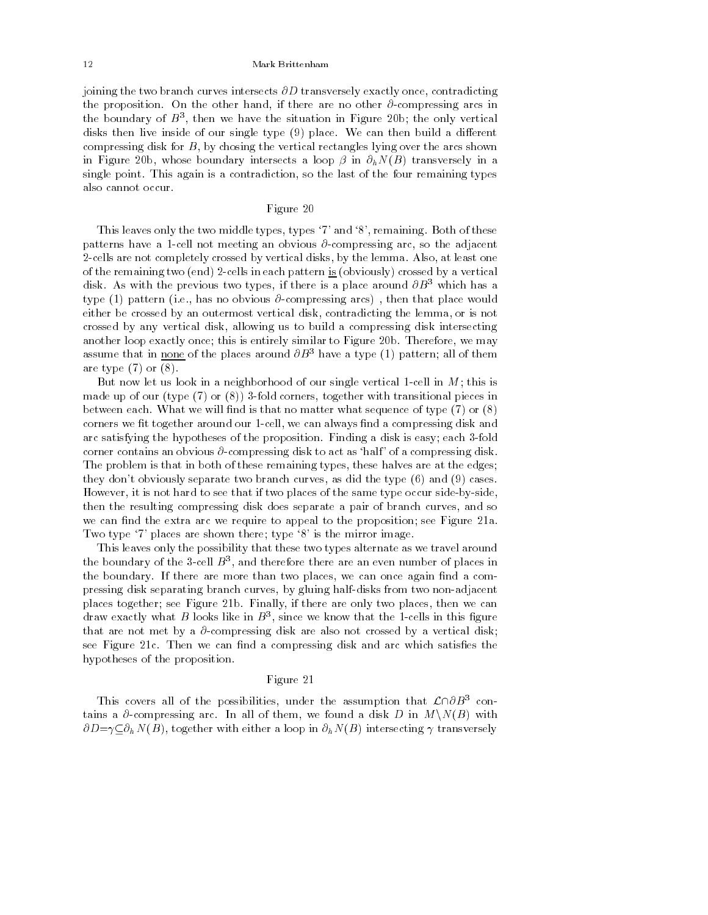joining the two branch curves intersects $\partial D$ transversely exactly once, contradicting the proposition. On the other hand, if there are no other $\partial$-compressing arcs in the boundary of $B^3$, then we have the situation in Figure 20b; the only vertical disks then live inside of our single type (9) place. We can then build a different compressing disk for $B$, by chosing the vertical rectangles lying over the arcs shown in Figure 20b, whose boundary intersects a loop $\beta$ in $\partial_h N(B)$ transversely in a single point. This again is a contradiction, so the last of the four remaining types also cannot occur.

Figure 20

This leaves only the two middle types, types '7' and '8', remaining. Both of these patterns have a 1-cell not meeting an obvious $\partial$-compressing arc, so the adjacent 2-cells are not completely crossed by vertical disks, by the lemma. Also, at least one of the remaining two (end) 2-cells in each pattern <u>is</u> (obviously) crossed by a vertical disk. As with the previous two types, if there is a place around $\partial B^3$ which has a type (1) pattern (i.e., has no obvious $\partial$-compressing arcs) , then that place would either be crossed by an outermost vertical disk, contradicting the lemma, or is not crossed by any vertical disk, allowing us to build a compressing disk intersecting another loop exactly once; this is entirely similar to Figure 20b. Therefore, we may assume that in <u>none</u> of the places around $\partial B^3$ have a type (1) pattern; all of them are type (7) or (8).

But now let us look in a neighborhood of our single vertical 1-cell in $M$; this is made up of our (type (7) or (8)) 3-fold corners, together with transitional pieces in between each. What we will find is that no matter what sequence of type (7) or (8) corners we fit together around our 1-cell, we can always find a compressing disk and arc satisfying the hypotheses of the proposition. Finding a disk is easy; each 3-fold corner contains an obvious $\partial$-compressing disk to act as 'half' of a compressing disk. The problem is that in both of these remaining types, these halves are at the edges; they don't obviously separate two branch curves, as did the type (6) and (9) cases. However, it is not hard to see that if two places of the same type occur side-by-side, then the resulting compressing disk does separate a pair of branch curves, and so we can find the extra arc we require to appeal to the proposition; see Figure 21a. Two type '7' places are shown there; type '8' is the mirror image.

This leaves only the possibility that these two types alternate as we travel around the boundary of the 3-cell $B^3$, and therefore there are an even number of places in the boundary. If there are more than two places, we can once again find a compressing disk separating branch curves, by gluing half-disks from two non-adjacent places together; see Figure 21b. Finally, if there are only two places, then we can draw exactly what $B$ looks like in $B^3$, since we know that the 1-cells in this figure that are not met by a $\partial$-compressing disk are also not crossed by a vertical disk; see Figure 21c. Then we can find a compressing disk and arc which satisfies the hypotheses of the proposition.

Figure 21

This covers all of the possibilities, under the assumption that $\mathcal{L}\cap\partial B^3$ contains a $\partial$-compressing arc. In all of them, we found a disk $D$ in $M\setminus N(B)$ with $\partial D=\gamma\subseteq\partial_h N(B)$, together with either a loop in $\partial_h N(B)$ intersecting $\gamma$ transversely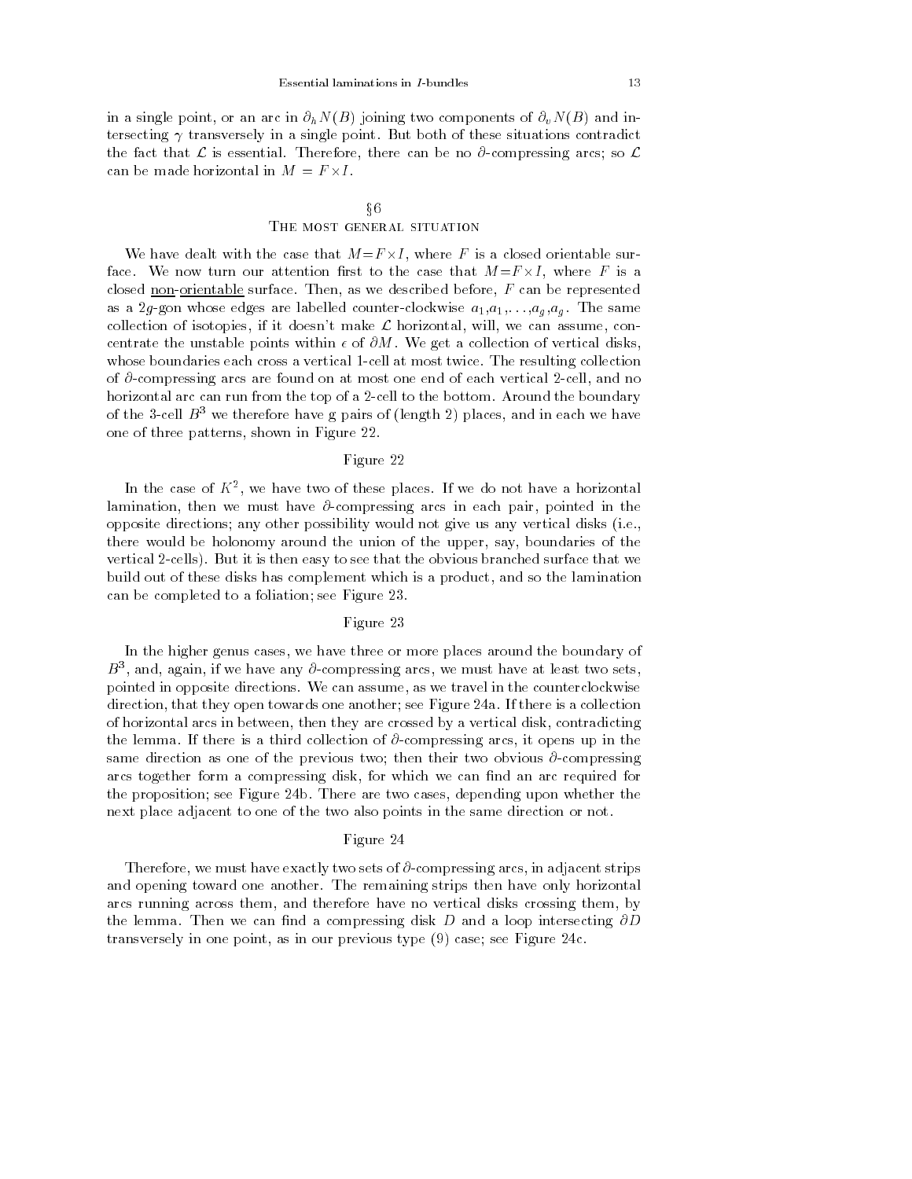in a single point, or an arc in $\partial_h N(B)$ joining two components of $\partial_v N(B)$ and intersecting $\gamma$ transversely in a single point. But both of these situations contradict the fact that $\mathcal{L}$ is essential. Therefore, there can be no $\partial$-compressing arcs; so $\mathcal{L}$ can be made horizontal in $M = F \times I$.

## §6
## The most general situation

We have dealt with the case that $M = F \times I$, where $F$ is a closed orientable surface. We now turn our attention first to the case that $M = F \times I$, where $F$ is a closed non-orientable surface. Then, as we described before, $F$ can be represented as a $2g$-gon whose edges are labelled counter-clockwise $a_1, a_1, \ldots, a_g, a_g$. The same collection of isotopies, if it doesn't make $\mathcal{L}$ horizontal, will, we can assume, concentrate the unstable points within $\epsilon$ of $\partial M$. We get a collection of vertical disks, whose boundaries each cross a vertical 1-cell at most twice. The resulting collection of $\partial$-compressing arcs are found on at most one end of each vertical 2-cell, and no horizontal arc can run from the top of a 2-cell to the bottom. Around the boundary of the 3-cell $B^3$ we therefore have g pairs of (length 2) places, and in each we have one of three patterns, shown in Figure 22.

Figure 22

In the case of $K^2$, we have two of these places. If we do not have a horizontal lamination, then we must have $\partial$-compressing arcs in each pair, pointed in the opposite directions; any other possibility would not give us any vertical disks (i.e., there would be holonomy around the union of the upper, say, boundaries of the vertical 2-cells). But it is then easy to see that the obvious branched surface that we build out of these disks has complement which is a product, and so the lamination can be completed to a foliation; see Figure 23.

Figure 23

In the higher genus cases, we have three or more places around the boundary of $B^3$, and, again, if we have any $\partial$-compressing arcs, we must have at least two sets, pointed in opposite directions. We can assume, as we travel in the counterclockwise direction, that they open towards one another; see Figure 24a. If there is a collection of horizontal arcs in between, then they are crossed by a vertical disk, contradicting the lemma. If there is a third collection of $\partial$-compressing arcs, it opens up in the same direction as one of the previous two; then their two obvious $\partial$-compressing arcs together form a compressing disk, for which we can find an arc required for the proposition; see Figure 24b. There are two cases, depending upon whether the next place adjacent to one of the two also points in the same direction or not.

Figure 24

Therefore, we must have exactly two sets of $\partial$-compressing arcs, in adjacent strips and opening toward one another. The remaining strips then have only horizontal arcs running across them, and therefore have no vertical disks crossing them, by the lemma. Then we can find a compressing disk $D$ and a loop intersecting $\partial D$ transversely in one point, as in our previous type (9) case; see Figure 24c.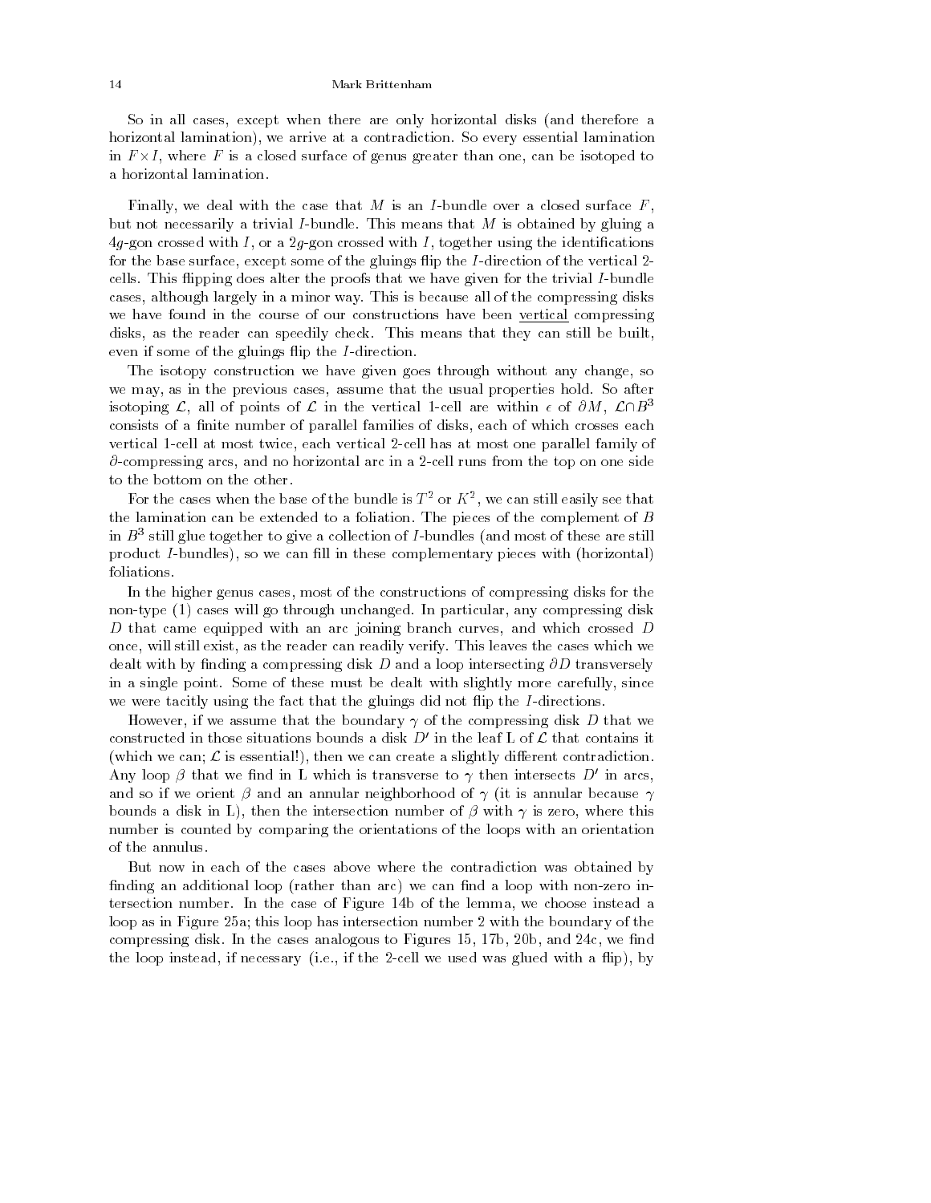So in all cases, except when there are only horizontal disks (and therefore a horizontal lamination), we arrive at a contradiction. So every essential lamination in $F \times I$, where $F$ is a closed surface of genus greater than one, can be isotoped to a horizontal lamination.

Finally, we deal with the case that $M$ is an $I$-bundle over a closed surface $F$, but not necessarily a trivial $I$-bundle. This means that $M$ is obtained by gluing a $4g$-gon crossed with $I$, or a $2g$-gon crossed with $I$, together using the identifications for the base surface, except some of the gluings flip the $I$-direction of the vertical 2-cells. This flipping does alter the proofs that we have given for the trivial $I$-bundle cases, although largely in a minor way. This is because all of the compressing disks we have found in the course of our constructions have been vertical compressing disks, as the reader can speedily check. This means that they can still be built, even if some of the gluings flip the $I$-direction.

The isotopy construction we have given goes through without any change, so we may, as in the previous cases, assume that the usual properties hold. So after isotoping $\mathcal{L}$, all of points of $\mathcal{L}$ in the vertical 1-cell are within $\epsilon$ of $\partial M$, $\mathcal{L} \cap B^3$ consists of a finite number of parallel families of disks, each of which crosses each vertical 1-cell at most twice, each vertical 2-cell has at most one parallel family of $\partial$-compressing arcs, and no horizontal arc in a 2-cell runs from the top on one side to the bottom on the other.

For the cases when the base of the bundle is $T^2$ or $K^2$, we can still easily see that the lamination can be extended to a foliation. The pieces of the complement of $B$ in $B^3$ still glue together to give a collection of $I$-bundles (and most of these are still product $I$-bundles), so we can fill in these complementary pieces with (horizontal) foliations.

In the higher genus cases, most of the constructions of compressing disks for the non-type (1) cases will go through unchanged. In particular, any compressing disk $D$ that came equipped with an arc joining branch curves, and which crossed $D$ once, will still exist, as the reader can readily verify. This leaves the cases which we dealt with by finding a compressing disk $D$ and a loop intersecting $\partial D$ transversely in a single point. Some of these must be dealt with slightly more carefully, since we were tacitly using the fact that the gluings did not flip the $I$-directions.

However, if we assume that the boundary $\gamma$ of the compressing disk $D$ that we constructed in those situations bounds a disk $D'$ in the leaf L of $\mathcal{L}$ that contains it (which we can; $\mathcal{L}$ is essential!), then we can create a slightly different contradiction. Any loop $\beta$ that we find in L which is transverse to $\gamma$ then intersects $D'$ in arcs, and so if we orient $\beta$ and an annular neighborhood of $\gamma$ (it is annular because $\gamma$ bounds a disk in L), then the intersection number of $\beta$ with $\gamma$ is zero, where this number is counted by comparing the orientations of the loops with an orientation of the annulus.

But now in each of the cases above where the contradiction was obtained by finding an additional loop (rather than arc) we can find a loop with non-zero intersection number. In the case of Figure 14b of the lemma, we choose instead a loop as in Figure 25a; this loop has intersection number 2 with the boundary of the compressing disk. In the cases analogous to Figures 15, 17b, 20b, and 24c, we find the loop instead, if necessary (i.e., if the 2-cell we used was glued with a flip), by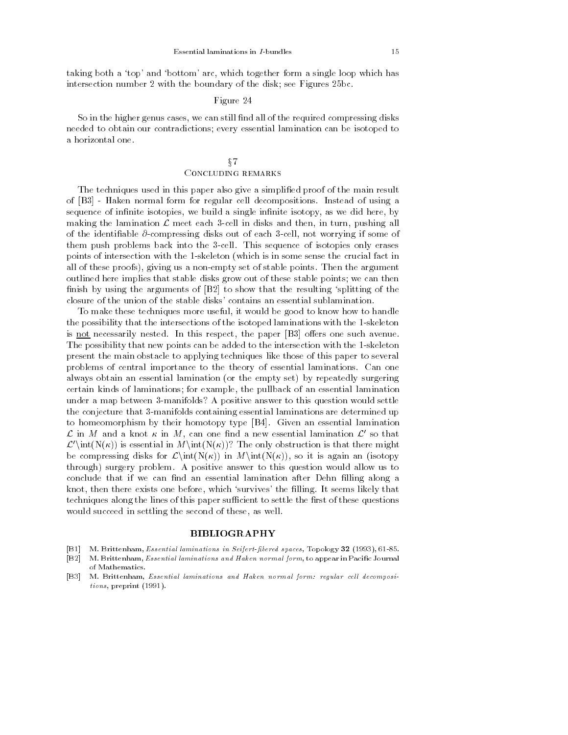taking both a 'top' and 'bottom' arc, which together form a single loop which has intersection number 2 with the boundary of the disk; see Figures 25bc.

Figure 24

So in the higher genus cases, we can still find all of the required compressing disks needed to obtain our contradictions; every essential lamination can be isotoped to a horizontal one.

## §7
## Concluding remarks

The techniques used in this paper also give a simplified proof of the main result of [B3] - Haken normal form for regular cell decompositions. Instead of using a sequence of infinite isotopies, we build a single infinite isotopy, as we did here, by making the lamination $\mathcal{L}$ meet each 3-cell in disks and then, in turn, pushing all of the identifiable $\partial$-compressing disks out of each 3-cell, not worrying if some of them push problems back into the 3-cell. This sequence of isotopies only erases points of intersection with the 1-skeleton (which is in some sense the crucial fact in all of these proofs), giving us a non-empty set of stable points. Then the argument outlined here implies that stable disks grow out of these stable points; we can then finish by using the arguments of [B2] to show that the resulting 'splitting of the closure of the union of the stable disks' contains an essential sublamination.

To make these techniques more useful, it would be good to know how to handle the possibility that the intersections of the isotoped laminations with the 1-skeleton is <u>not</u> necessarily nested. In this respect, the paper [B3] offers one such avenue. The possibility that new points can be added to the intersection with the 1-skeleton present the main obstacle to applying techniques like those of this paper to several problems of central importance to the theory of essential laminations. Can one always obtain an essential lamination (or the empty set) by repeatedly surgering certain kinds of laminations; for example, the pullback of an essential lamination under a map between 3-manifolds? A positive answer to this question would settle the conjecture that 3-manifolds containing essential laminations are determined up to homeomorphism by their homotopy type [B4]. Given an essential lamination $\mathcal{L}$ in $M$ and a knot $\kappa$ in $M$, can one find a new essential lamination $\mathcal{L}'$ so that $\mathcal{L}' \setminus \mathrm{int}(\mathrm{N}(\kappa))$ is essential in $M \setminus \mathrm{int}(\mathrm{N}(\kappa))$? The only obstruction is that there might be compressing disks for $\mathcal{L} \setminus \mathrm{int}(\mathrm{N}(\kappa))$ in $M \setminus \mathrm{int}(\mathrm{N}(\kappa))$, so it is again an (isotopy through) surgery problem. A positive answer to this question would allow us to conclude that if we can find an essential lamination after Dehn filling along a knot, then there exists one before, which 'survives' the filling. It seems likely that techniques along the lines of this paper sufficient to settle the first of these questions would succeed in settling the second of these, as well.

## BIBLIOGRAPHY

[B1] M. Brittenham, *Essential laminations in Seifert-fibered spaces*, Topology **32** (1993), 61-85.

[B2] M. Brittenham, *Essential laminations and Haken normal form*, to appear in Pacific Journal of Mathematics.

[B3] M. Brittenham, *Essential laminations and Haken normal form: regular cell decompositions*, preprint (1991).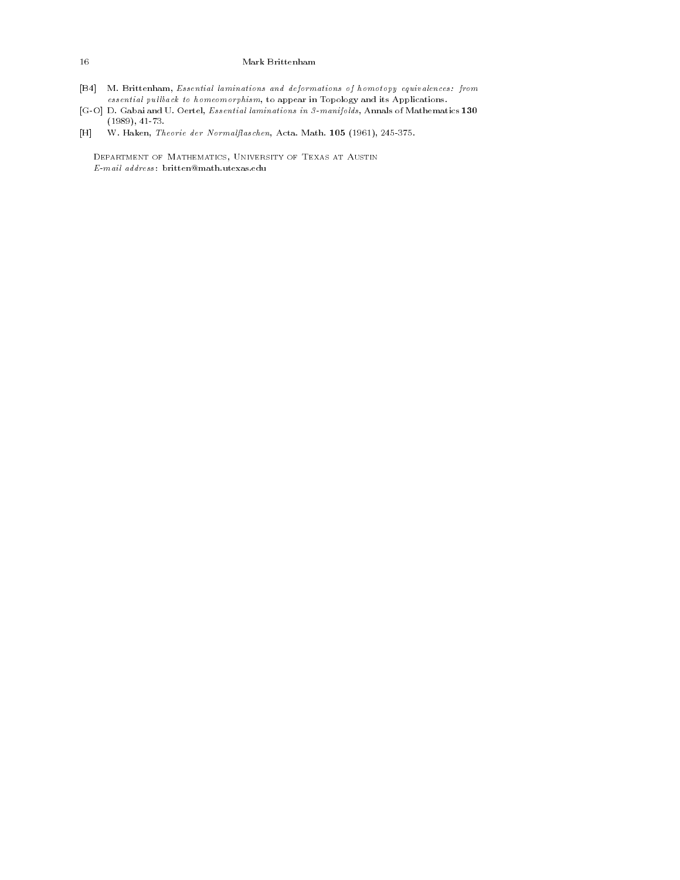[B4] M. Brittenham, *Essential laminations and deformations of homotopy equivalences: from essential pullback to homeomorphism*, to appear in Topology and its Applications.

[G-O] D. Gabai and U. Oertel, *Essential laminations in 3-manifolds*, Annals of Mathematics **130** (1989), 41-73.

[H] W. Haken, *Theorie der Normalflaschen*, Acta. Math. **105** (1961), 245-375.

Department of Mathematics, University of Texas at Austin
*E-mail address*: britten@math.utexas.edu